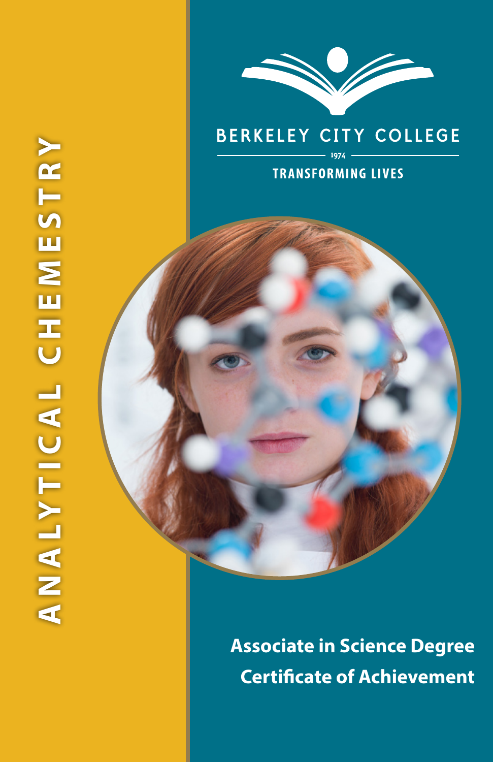# ANALYTICAL CHEMESTRY

BERKELEY CITY COLLEGE

1974

TRANSFORMING LIVES

**Associate in Science Degree**

**Certificate of Achievement**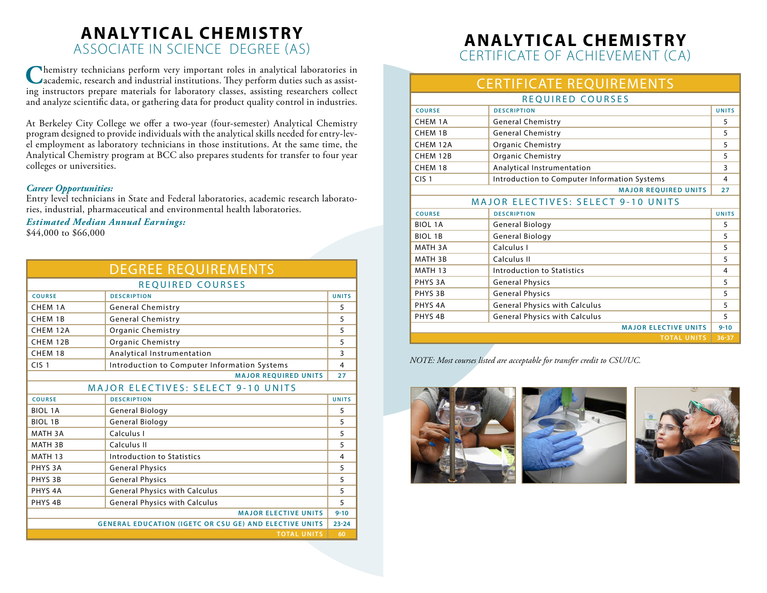# ANALYTICAL CHEMISTRY

## ASSOCIATE IN SCIENCE DEGREE (AS)

Chemistry technicians perform very important roles in analytical laboratories in academic, research and industrial institutions. They perform duties such as assisting instructors prepare materials for laboratory classes, assisting researchers collect and analyze scientific data, or gathering data for product quality control in industries.

At Berkeley City College we offer a two-year (four-semester) Analytical Chemistry program designed to provide individuals with the analytical skills needed for entry-level employment as laboratory technicians in those institutions. At the same time, the Analytical Chemistry program at BCC also prepares students for transfer to four year colleges or universities.

***Career Opportunities:***
Entry level technicians in State and Federal laboratories, academic research laboratories, industrial, pharmaceutical and environmental health laboratories.

***Estimated Median Annual Earnings:***
$44,000 to $66,000

### DEGREE REQUIREMENTS

| REQUIRED COURSES | | |
|---|---|---|
| **COURSE** | **DESCRIPTION** | **UNITS** |
| CHEM 1A | General Chemistry | 5 |
| CHEM 1B | General Chemistry | 5 |
| CHEM 12A | Organic Chemistry | 5 |
| CHEM 12B | Organic Chemistry | 5 |
| CHEM 18 | Analytical Instrumentation | 3 |
| CIS 1 | Introduction to Computer Information Systems | 4 |
| | **MAJOR REQUIRED UNITS** | **27** |
| **MAJOR ELECTIVES: SELECT 9-10 UNITS** | | |
| **COURSE** | **DESCRIPTION** | **UNITS** |
| BIOL 1A | General Biology | 5 |
| BIOL 1B | General Biology | 5 |
| MATH 3A | Calculus I | 5 |
| MATH 3B | Calculus II | 5 |
| MATH 13 | Introduction to Statistics | 4 |
| PHYS 3A | General Physics | 5 |
| PHYS 3B | General Physics | 5 |
| PHYS 4A | General Physics with Calculus | 5 |
| PHYS 4B | General Physics with Calculus | 5 |
| | **MAJOR ELECTIVE UNITS** | **9-10** |
| | **GENERAL EDUCATION (IGETC OR CSU GE) AND ELECTIVE UNITS** | **23-24** |
| | **TOTAL UNITS** | **60** |

# ANALYTICAL CHEMISTRY

## CERTIFICATE OF ACHIEVEMENT (CA)

### CERTIFICATE REQUIREMENTS

| REQUIRED COURSES | | |
|---|---|---|
| **COURSE** | **DESCRIPTION** | **UNITS** |
| CHEM 1A | General Chemistry | 5 |
| CHEM 1B | General Chemistry | 5 |
| CHEM 12A | Organic Chemistry | 5 |
| CHEM 12B | Organic Chemistry | 5 |
| CHEM 18 | Analytical Instrumentation | 3 |
| CIS 1 | Introduction to Computer Information Systems | 4 |
| | **MAJOR REQUIRED UNITS** | **27** |
| **MAJOR ELECTIVES: SELECT 9-10 UNITS** | | |
| **COURSE** | **DESCRIPTION** | **UNITS** |
| BIOL 1A | General Biology | 5 |
| BIOL 1B | General Biology | 5 |
| MATH 3A | Calculus I | 5 |
| MATH 3B | Calculus II | 5 |
| MATH 13 | Introduction to Statistics | 4 |
| PHYS 3A | General Physics | 5 |
| PHYS 3B | General Physics | 5 |
| PHYS 4A | General Physics with Calculus | 5 |
| PHYS 4B | General Physics with Calculus | 5 |
| | **MAJOR ELECTIVE UNITS** | **9-10** |
| | **TOTAL UNITS** | **36-37** |

*NOTE: Most courses listed are acceptable for transfer credit to CSU/UC.*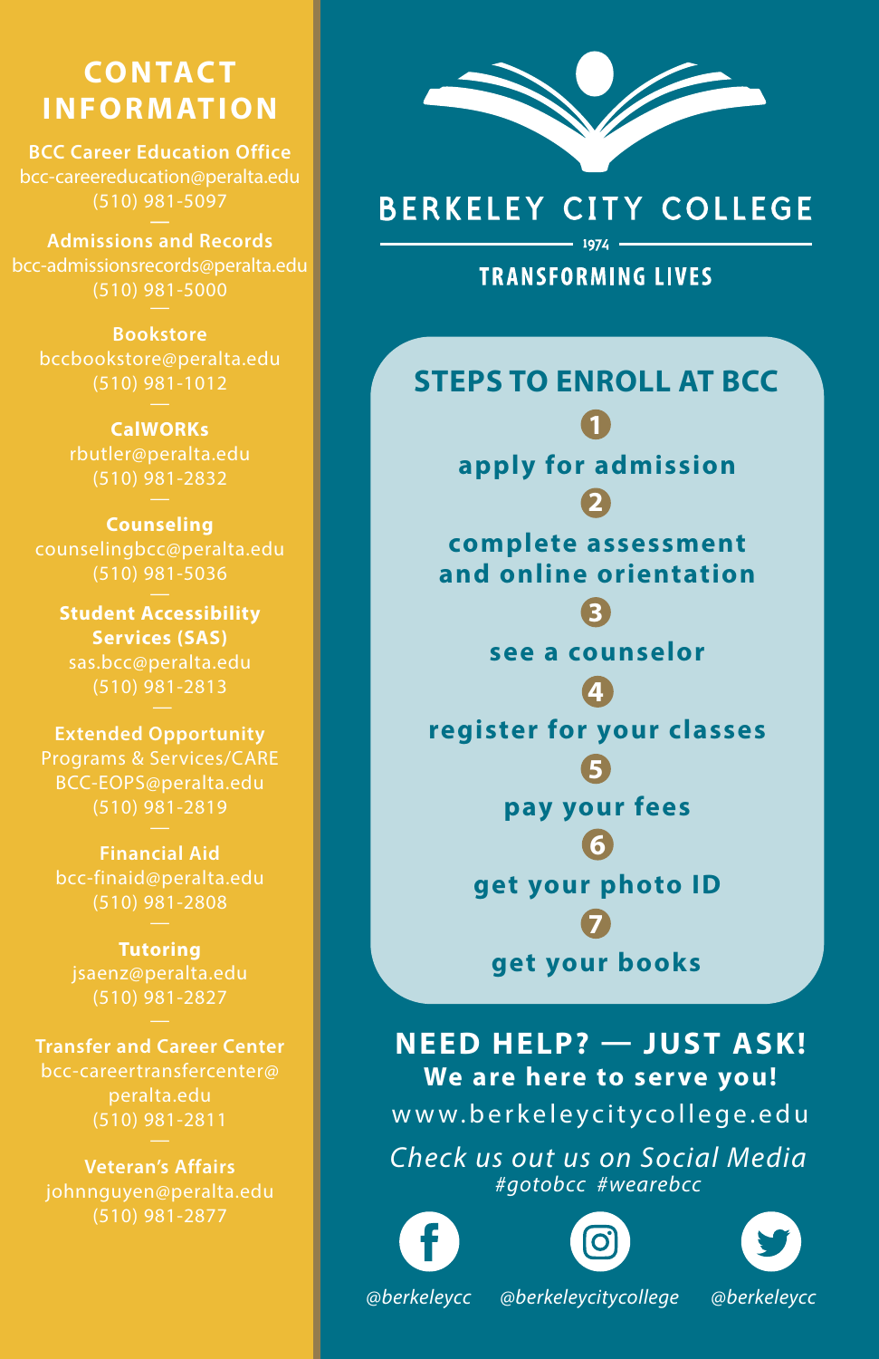## CONTACT INFORMATION

**BCC Career Education Office**
bcc-careereducation@peralta.edu
(510) 981-5097

**Admissions and Records**
bcc-admissionsrecords@peralta.edu
(510) 981-5000

**Bookstore**
bccbookstore@peralta.edu
(510) 981-1012

**CalWORKs**
rbutler@peralta.edu
(510) 981-2832

**Counseling**
counselingbcc@peralta.edu
(510) 981-5036

**Student Accessibility Services (SAS)**
sas.bcc@peralta.edu
(510) 981-2813

**Extended Opportunity**
Programs & Services/CARE
BCC-EOPS@peralta.edu
(510) 981-2819

**Financial Aid**
bcc-finaid@peralta.edu
(510) 981-2808

**Tutoring**
jsaenz@peralta.edu
(510) 981-2827

**Transfer and Career Center**
bcc-careertransfercenter@peralta.edu
(510) 981-2811

**Veteran's Affairs**
johnnguyen@peralta.edu
(510) 981-2877

# BERKELEY CITY COLLEGE

1974

**TRANSFORMING LIVES**

## STEPS TO ENROLL AT BCC

1. apply for admission
2. complete assessment and online orientation
3. see a counselor
4. register for your classes
5. pay your fees
6. get your photo ID
7. get your books

## NEED HELP? — JUST ASK!

**We are here to serve you!**

www.berkeleycitycollege.edu

*Check us out us on Social Media*
*#gotobcc #wearebcc*

*@berkeleycc* *@berkeleycitycollege* *@berkeleycc*